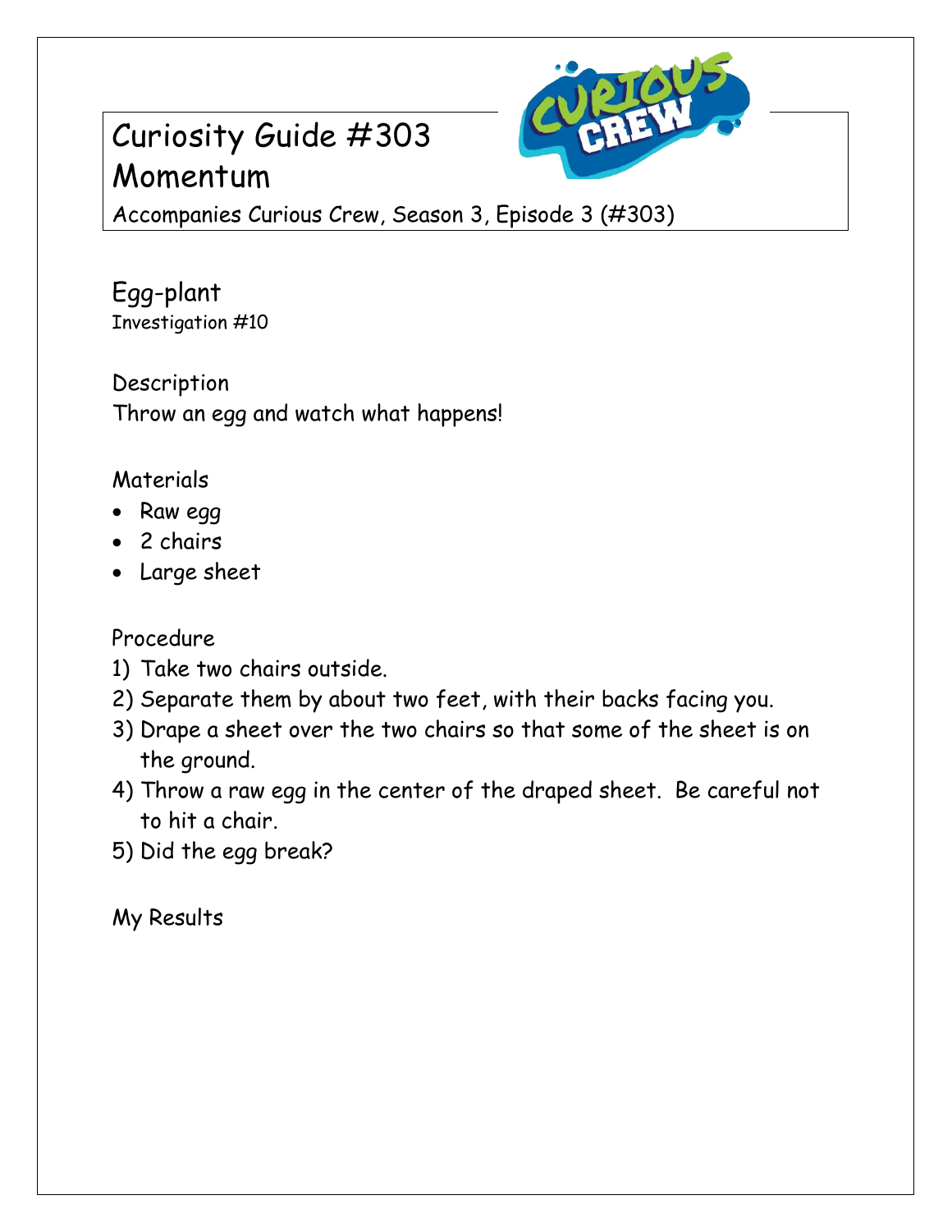# Curiosity Guide #303
# Momentum

Accompanies Curious Crew, Season 3, Episode 3 (#303)

## Egg-plant

Investigation #10

### Description

Throw an egg and watch what happens!

### Materials

- Raw egg
- 2 chairs
- Large sheet

### Procedure

1) Take two chairs outside.
2) Separate them by about two feet, with their backs facing you.
3) Drape a sheet over the two chairs so that some of the sheet is on the ground.
4) Throw a raw egg in the center of the draped sheet. Be careful not to hit a chair.
5) Did the egg break?

### My Results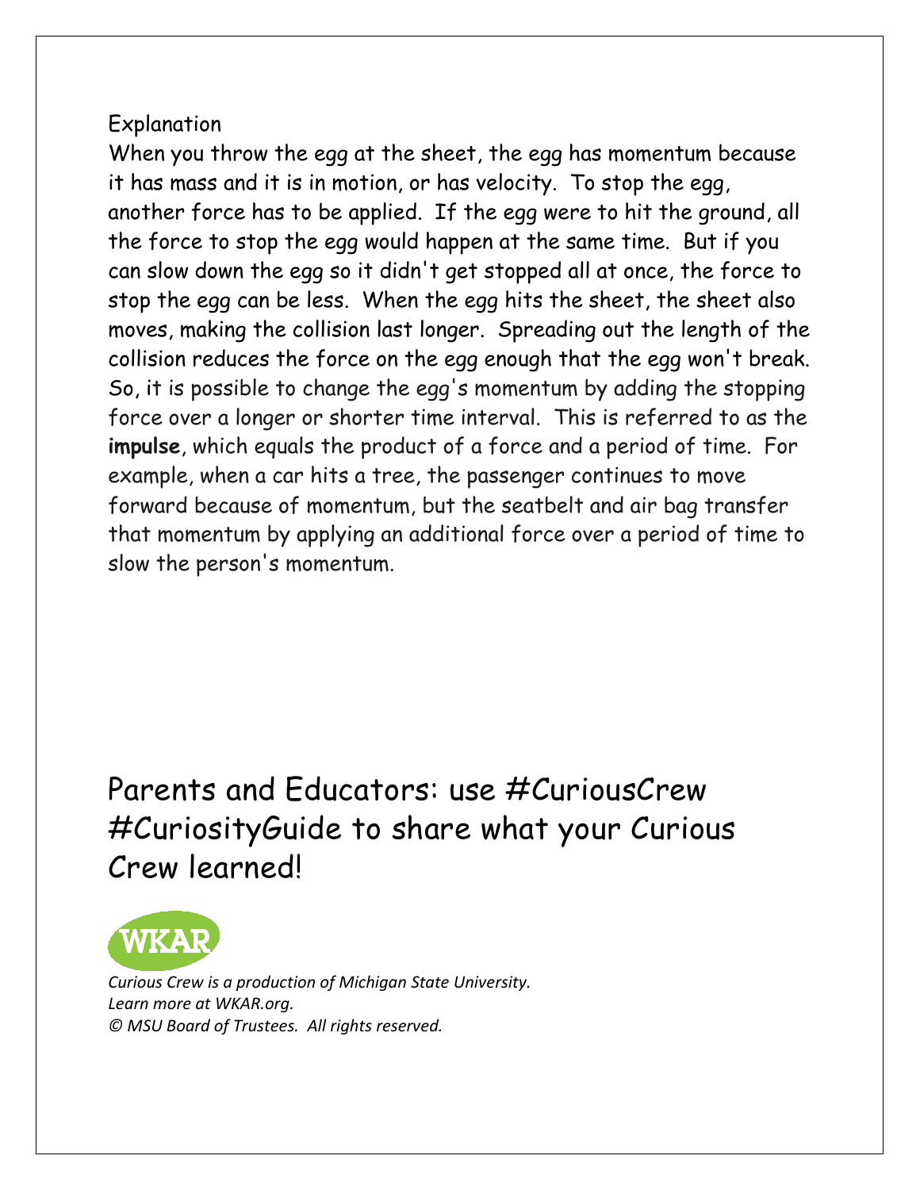## Explanation

When you throw the egg at the sheet, the egg has momentum because it has mass and it is in motion, or has velocity. To stop the egg, another force has to be applied. If the egg were to hit the ground, all the force to stop the egg would happen at the same time. But if you can slow down the egg so it didn't get stopped all at once, the force to stop the egg can be less. When the egg hits the sheet, the sheet also moves, making the collision last longer. Spreading out the length of the collision reduces the force on the egg enough that the egg won't break. So, it is possible to change the egg's momentum by adding the stopping force over a longer or shorter time interval. This is referred to as the **impulse**, which equals the product of a force and a period of time. For example, when a car hits a tree, the passenger continues to move forward because of momentum, but the seatbelt and air bag transfer that momentum by applying an additional force over a period of time to slow the person's momentum.

## Parents and Educators: use #CuriousCrew #CuriosityGuide to share what your Curious Crew learned!

WKAR

*Curious Crew is a production of Michigan State University.*
*Learn more at WKAR.org.*
*© MSU Board of Trustees. All rights reserved.*